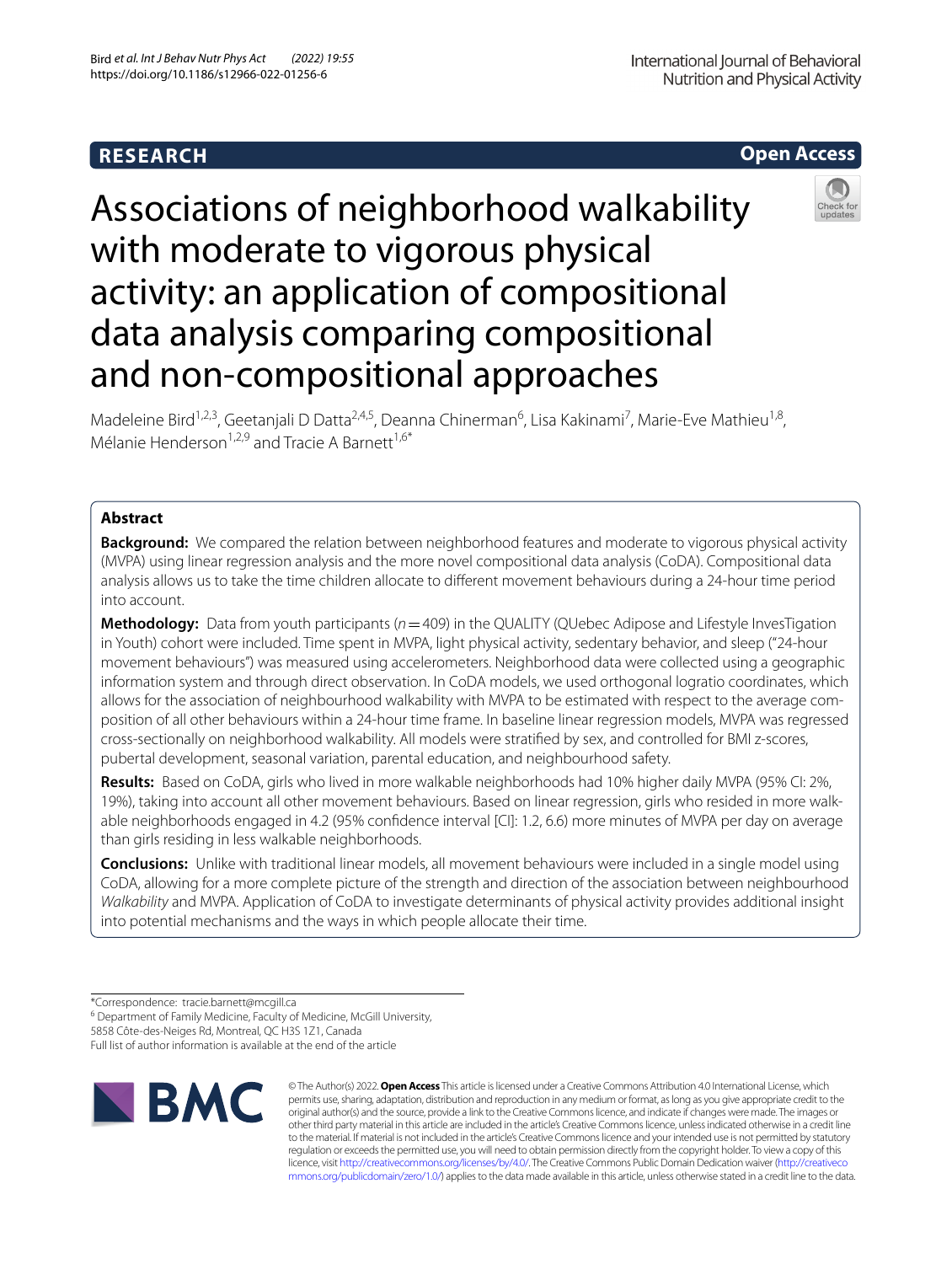RESEARCH

Open Access

# Associations of neighborhood walkability with moderate to vigorous physical activity: an application of compositional data analysis comparing compositional and non-compositional approaches

Madeleine Bird[1,2,3], Geetanjali D Datta[2,4,5], Deanna Chinerman[6], Lisa Kakinami[7], Marie-Eve Mathieu[1,8], Mélanie Henderson[1,2,9] and Tracie A Barnett[1,6*]

## Abstract

**Background:** We compared the relation between neighborhood features and moderate to vigorous physical activity (MVPA) using linear regression analysis and the more novel compositional data analysis (CoDA). Compositional data analysis allows us to take the time children allocate to different movement behaviours during a 24-hour time period into account.

**Methodology:** Data from youth participants ($n = 409$) in the QUALITY (QUebec Adipose and Lifestyle InvesTigation in Youth) cohort were included. Time spent in MVPA, light physical activity, sedentary behavior, and sleep ("24-hour movement behaviours") was measured using accelerometers. Neighborhood data were collected using a geographic information system and through direct observation. In CoDA models, we used orthogonal logratio coordinates, which allows for the association of neighbourhood walkability with MVPA to be estimated with respect to the average composition of all other behaviours within a 24-hour time frame. In baseline linear regression models, MVPA was regressed cross-sectionally on neighborhood walkability. All models were stratified by sex, and controlled for BMI z-scores, pubertal development, seasonal variation, parental education, and neighbourhood safety.

**Results:** Based on CoDA, girls who lived in more walkable neighborhoods had 10% higher daily MVPA (95% CI: 2%, 19%), taking into account all other movement behaviours. Based on linear regression, girls who resided in more walkable neighborhoods engaged in 4.2 (95% confidence interval [CI]: 1.2, 6.6) more minutes of MVPA per day on average than girls residing in less walkable neighborhoods.

**Conclusions:** Unlike with traditional linear models, all movement behaviours were included in a single model using CoDA, allowing for a more complete picture of the strength and direction of the association between neighbourhood *Walkability* and MVPA. Application of CoDA to investigate determinants of physical activity provides additional insight into potential mechanisms and the ways in which people allocate their time.

*Correspondence: tracie.barnett@mcgill.ca

[6] Department of Family Medicine, Faculty of Medicine, McGill University, 5858 Côte-des-Neiges Rd, Montreal, QC H3S 1Z1, Canada

Full list of author information is available at the end of the article

© The Author(s) 2022. **Open Access** This article is licensed under a Creative Commons Attribution 4.0 International License, which permits use, sharing, adaptation, distribution and reproduction in any medium or format, as long as you give appropriate credit to the original author(s) and the source, provide a link to the Creative Commons licence, and indicate if changes were made. The images or other third party material in this article are included in the article's Creative Commons licence, unless indicated otherwise in a credit line to the material. If material is not included in the article's Creative Commons licence and your intended use is not permitted by statutory regulation or exceeds the permitted use, you will need to obtain permission directly from the copyright holder. To view a copy of this licence, visit http://creativecommons.org/licenses/by/4.0/. The Creative Commons Public Domain Dedication waiver (http://creativecommons.org/publicdomain/zero/1.0/) applies to the data made available in this article, unless otherwise stated in a credit line to the data.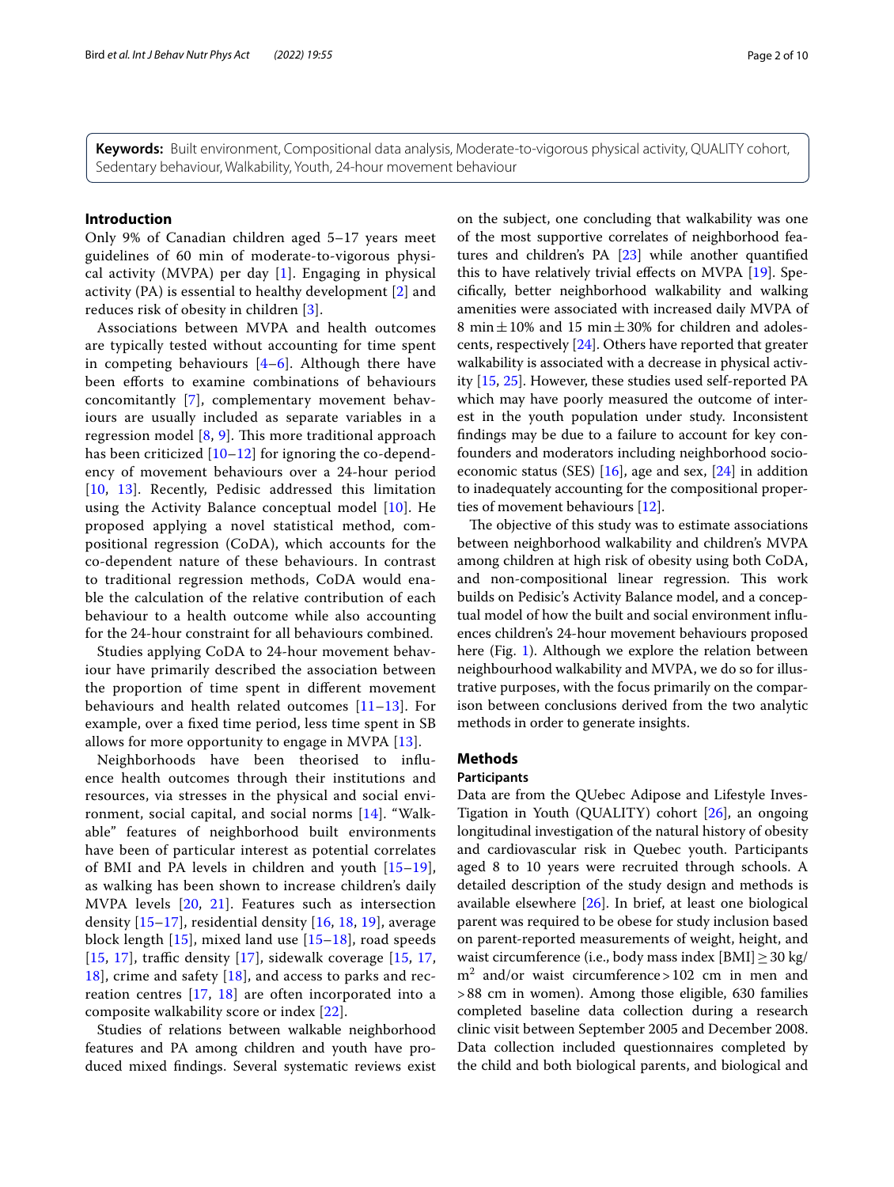**Keywords:** Built environment, Compositional data analysis, Moderate-to-vigorous physical activity, QUALITY cohort, Sedentary behaviour, Walkability, Youth, 24-hour movement behaviour

## Introduction

Only 9% of Canadian children aged 5–17 years meet guidelines of 60 min of moderate-to-vigorous physical activity (MVPA) per day [1]. Engaging in physical activity (PA) is essential to healthy development [2] and reduces risk of obesity in children [3].

Associations between MVPA and health outcomes are typically tested without accounting for time spent in competing behaviours [4–6]. Although there have been efforts to examine combinations of behaviours concomitantly [7], complementary movement behaviours are usually included as separate variables in a regression model [8, 9]. This more traditional approach has been criticized [10–12] for ignoring the co-dependency of movement behaviours over a 24-hour period [10, 13]. Recently, Pedisic addressed this limitation using the Activity Balance conceptual model [10]. He proposed applying a novel statistical method, compositional regression (CoDA), which accounts for the co-dependent nature of these behaviours. In contrast to traditional regression methods, CoDA would enable the calculation of the relative contribution of each behaviour to a health outcome while also accounting for the 24-hour constraint for all behaviours combined.

Studies applying CoDA to 24-hour movement behaviour have primarily described the association between the proportion of time spent in different movement behaviours and health related outcomes [11–13]. For example, over a fixed time period, less time spent in SB allows for more opportunity to engage in MVPA [13].

Neighborhoods have been theorised to influence health outcomes through their institutions and resources, via stresses in the physical and social environment, social capital, and social norms [14]. "Walkable" features of neighborhood built environments have been of particular interest as potential correlates of BMI and PA levels in children and youth [15–19], as walking has been shown to increase children's daily MVPA levels [20, 21]. Features such as intersection density [15–17], residential density [16, 18, 19], average block length [15], mixed land use [15–18], road speeds [15, 17], traffic density [17], sidewalk coverage [15, 17, 18], crime and safety [18], and access to parks and recreation centres [17, 18] are often incorporated into a composite walkability score or index [22].

Studies of relations between walkable neighborhood features and PA among children and youth have produced mixed findings. Several systematic reviews exist on the subject, one concluding that walkability was one of the most supportive correlates of neighborhood features and children's PA [23] while another quantified this to have relatively trivial effects on MVPA [19]. Specifically, better neighbourhood walkability and walking amenities were associated with increased daily MVPA of 8 min ± 10% and 15 min ± 30% for children and adolescents, respectively [24]. Others have reported that greater walkability is associated with a decrease in physical activity [15, 25]. However, these studies used self-reported PA which may have poorly measured the outcome of interest in the youth population under study. Inconsistent findings may be due to a failure to account for key confounders and moderators including neighborhood socioeconomic status (SES) [16], age and sex, [24] in addition to inadequately accounting for the compositional properties of movement behaviours [12].

The objective of this study was to estimate associations between neighborhood walkability and children's MVPA among children at high risk of obesity using both CoDA, and non-compositional linear regression. This work builds on Pedisic's Activity Balance model, and a conceptual model of how the built and social environment influences children's 24-hour movement behaviours proposed here (Fig. 1). Although we explore the relation between neighbourhood walkability and MVPA, we do so for illustrative purposes, with the focus primarily on the comparison between conclusions derived from the two analytic methods in order to generate insights.

## Methods

### Participants

Data are from the QUebec Adipose and Lifestyle InvesTigation in Youth (QUALITY) cohort [26], an ongoing longitudinal investigation of the natural history of obesity and cardiovascular risk in Quebec youth. Participants aged 8 to 10 years were recruited through schools. A detailed description of the study design and methods is available elsewhere [26]. In brief, at least one biological parent was required to be obese for study inclusion based on parent-reported measurements of weight, height, and waist circumference (i.e., body mass index [BMI] ≥ 30 kg/m$^2$ and/or waist circumference > 102 cm in men and > 88 cm in women). Among those eligible, 630 families completed baseline data collection during a research clinic visit between September 2005 and December 2008. Data collection included questionnaires completed by the child and both biological parents, and biological and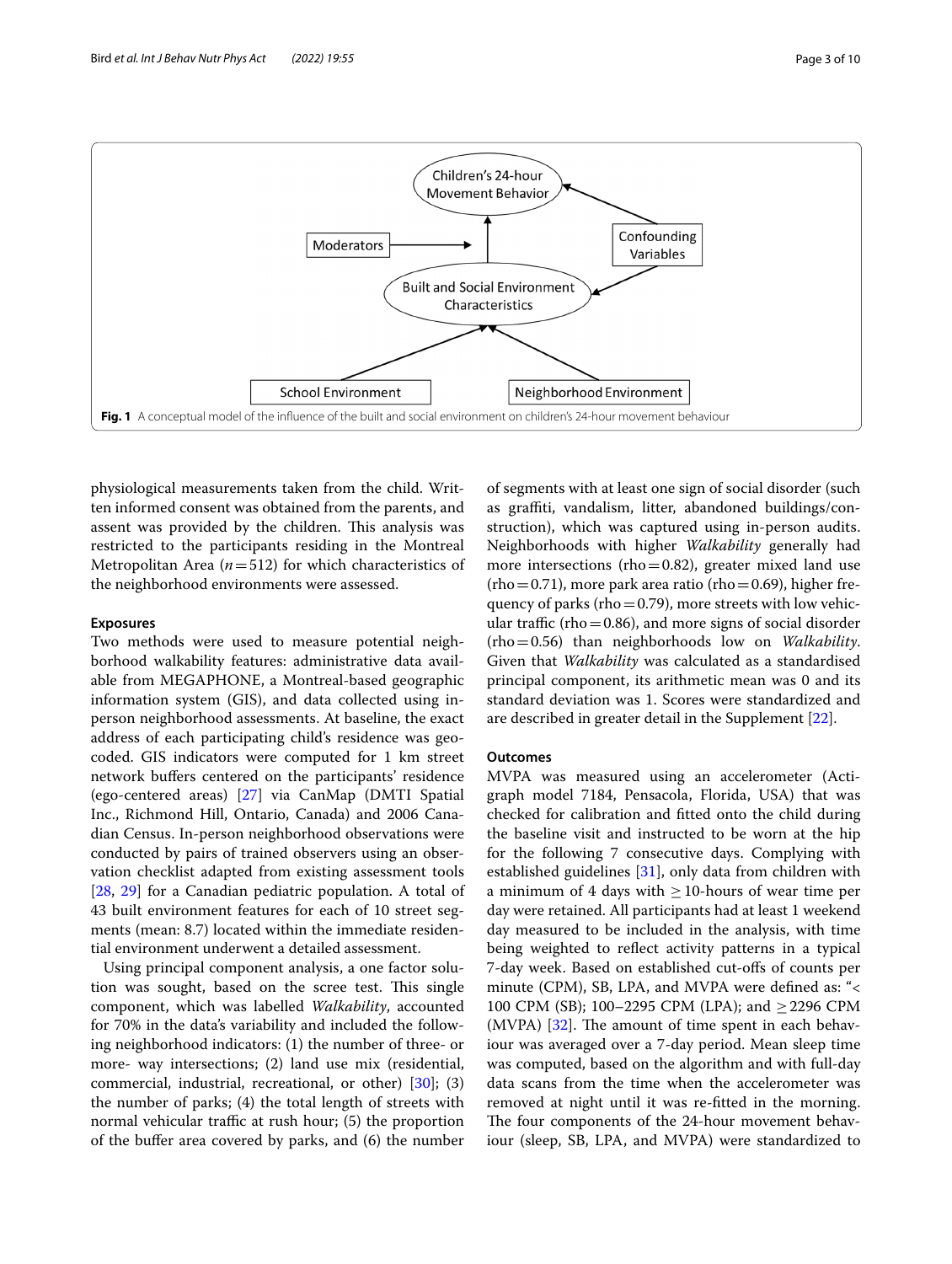**Fig. 1** A conceptual model of the influence of the built and social environment on children's 24-hour movement behaviour

physiological measurements taken from the child. Written informed consent was obtained from the parents, and assent was provided by the children. This analysis was restricted to the participants residing in the Montreal Metropolitan Area ($n = 512$) for which characteristics of the neighborhood environments were assessed.

#### Exposures

Two methods were used to measure potential neighborhood walkability features: administrative data available from MEGAPHONE, a Montreal-based geographic information system (GIS), and data collected using in-person neighborhood assessments. At baseline, the exact address of each participating child's residence was geocoded. GIS indicators were computed for 1 km street network buffers centered on the participants' residence (ego-centered areas) [27] via CanMap (DMTI Spatial Inc., Richmond Hill, Ontario, Canada) and 2006 Canadian Census. In-person neighborhood observations were conducted by pairs of trained observers using an observation checklist adapted from existing assessment tools [28, 29] for a Canadian pediatric population. A total of 43 built environment features for each of 10 street segments (mean: 8.7) located within the immediate residential environment underwent a detailed assessment.

Using principal component analysis, a one factor solution was sought, based on the scree test. This single component, which was labelled *Walkability*, accounted for 70% in the data's variability and included the following neighborhood indicators: (1) the number of three- or more- way intersections; (2) land use mix (residential, commercial, industrial, recreational, or other) [30]; (3) the number of parks; (4) the total length of streets with normal vehicular traffic at rush hour; (5) the proportion of the buffer area covered by parks, and (6) the number of segments with at least one sign of social disorder (such as graffiti, vandalism, litter, abandoned buildings/construction), which was captured using in-person audits. Neighborhoods with higher *Walkability* generally had more intersections (rho = 0.82), greater mixed land use (rho = 0.71), more park area ratio (rho = 0.69), higher frequency of parks (rho = 0.79), more streets with low vehicular traffic (rho = 0.86), and more signs of social disorder (rho = 0.56) than neighborhoods low on *Walkability*. Given that *Walkability* was calculated as a standardised principal component, its arithmetic mean was 0 and its standard deviation was 1. Scores were standardized and are described in greater detail in the Supplement [22].

#### Outcomes

MVPA was measured using an accelerometer (Actigraph model 7184, Pensacola, Florida, USA) that was checked for calibration and fitted onto the child during the baseline visit and instructed to be worn at the hip for the following 7 consecutive days. Complying with established guidelines [31], only data from children with a minimum of 4 days with $\geq$ 10-hours of wear time per day were retained. All participants had at least 1 weekend day measured to be included in the analysis, with time being weighted to reflect activity patterns in a typical 7-day week. Based on established cut-offs of counts per minute (CPM), SB, LPA, and MVPA were defined as: "< 100 CPM (SB); 100–2295 CPM (LPA); and $\geq$ 2296 CPM (MVPA) [32]. The amount of time spent in each behaviour was averaged over a 7-day period. Mean sleep time was computed, based on the algorithm and with full-day data scans from the time when the accelerometer was removed at night until it was re-fitted in the morning. The four components of the 24-hour movement behaviour (sleep, SB, LPA, and MVPA) were standardized to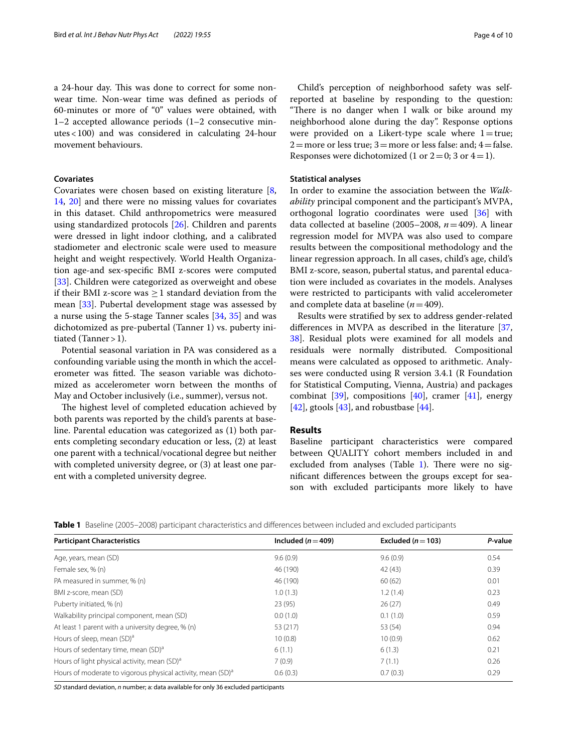a 24-hour day. This was done to correct for some non-wear time. Non-wear time was defined as periods of 60-minutes or more of "0" values were obtained, with 1–2 accepted allowance periods (1–2 consecutive minutes < 100) and was considered in calculating 24-hour movement behaviours.

### Covariates

Covariates were chosen based on existing literature [8, 14, 20] and there were no missing values for covariates in this dataset. Child anthropometrics were measured using standardized protocols [26]. Children and parents were dressed in light indoor clothing, and a calibrated stadiometer and electronic scale were used to measure height and weight respectively. World Health Organization age-and sex-specific BMI z-scores were computed [33]. Children were categorized as overweight and obese if their BMI z-score was ≥ 1 standard deviation from the mean [33]. Pubertal development stage was assessed by a nurse using the 5-stage Tanner scales [34, 35] and was dichotomized as pre-pubertal (Tanner 1) vs. puberty initiated (Tanner > 1).

Potential seasonal variation in PA was considered as a confounding variable using the month in which the accelerometer was fitted. The season variable was dichotomized as accelerometer worn between the months of May and October inclusively (i.e., summer), versus not.

The highest level of completed education achieved by both parents was reported by the child's parents at baseline. Parental education was categorized as (1) both parents completing secondary education or less, (2) at least one parent with a technical/vocational degree but neither with completed university degree, or (3) at least one parent with a completed university degree.

Child's perception of neighborhood safety was self-reported at baseline by responding to the question: "There is no danger when I walk or bike around my neighborhood alone during the day". Response options were provided on a Likert-type scale where 1 = true; 2 = more or less true; 3 = more or less false: and; 4 = false. Responses were dichotomized (1 or 2 = 0; 3 or 4 = 1).

### Statistical analyses

In order to examine the association between the *Walkability* principal component and the participant's MVPA, orthogonal logratio coordinates were used [36] with data collected at baseline (2005–2008, $n = 409$). A linear regression model for MVPA was also used to compare results between the compositional methodology and the linear regression approach. In all cases, child's age, child's BMI z-score, season, pubertal status, and parental education were included as covariates in the models. Analyses were restricted to participants with valid accelerometer and complete data at baseline ($n = 409$).

Results were stratified by sex to address gender-related differences in MVPA as described in the literature [37, 38]. Residual plots were examined for all models and residuals were normally distributed. Compositional means were calculated as opposed to arithmetic. Analyses were conducted using R version 3.4.1 (R Foundation for Statistical Computing, Vienna, Austria) and packages combinat [39], compositions [40], cramer [41], energy [42], gtools [43], and robustbase [44].

## Results

Baseline participant characteristics were compared between QUALITY cohort members included in and excluded from analyses (Table 1). There were no significant differences between the groups except for season with excluded participants more likely to have

**Table 1** Baseline (2005–2008) participant characteristics and differences between included and excluded participants

| Participant Characteristics | Included ($n = 409$) | Excluded ($n = 103$) | *P*-value |
|---|---|---|---|
| Age, years, mean (SD) | 9.6 (0.9) | 9.6 (0.9) | 0.54 |
| Female sex, % (n) | 46 (190) | 42 (43) | 0.39 |
| PA measured in summer, % (n) | 46 (190) | 60 (62) | 0.01 |
| BMI z-score, mean (SD) | 1.0 (1.3) | 1.2 (1.4) | 0.23 |
| Puberty initiated, % (n) | 23 (95) | 26 (27) | 0.49 |
| Walkability principal component, mean (SD) | 0.0 (1.0) | 0.1 (1.0) | 0.59 |
| At least 1 parent with a university degree, % (n) | 53 (217) | 53 (54) | 0.94 |
| Hours of sleep, mean (SD)[a] | 10 (0.8) | 10 (0.9) | 0.62 |
| Hours of sedentary time, mean (SD)[a] | 6 (1.1) | 6 (1.3) | 0.21 |
| Hours of light physical activity, mean (SD)[a] | 7 (0.9) | 7 (1.1) | 0.26 |
| Hours of moderate to vigorous physical activity, mean (SD)[a] | 0.6 (0.3) | 0.7 (0.3) | 0.29 |

*SD* standard deviation, *n* number; a: data available for only 36 excluded participants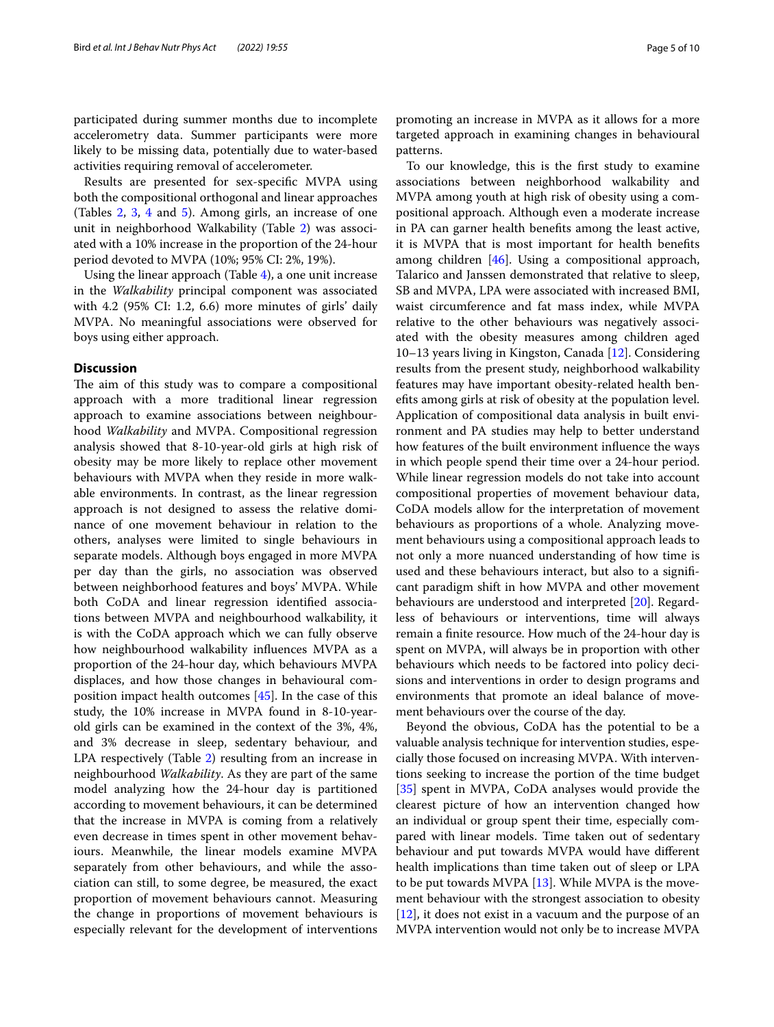participated during summer months due to incomplete accelerometry data. Summer participants were more likely to be missing data, potentially due to water-based activities requiring removal of accelerometer.

Results are presented for sex-specific MVPA using both the compositional orthogonal and linear approaches (Tables 2, 3, 4 and 5). Among girls, an increase of one unit in neighborhood Walkability (Table 2) was associated with a 10% increase in the proportion of the 24-hour period devoted to MVPA (10%; 95% CI: 2%, 19%).

Using the linear approach (Table 4), a one unit increase in the *Walkability* principal component was associated with 4.2 (95% CI: 1.2, 6.6) more minutes of girls' daily MVPA. No meaningful associations were observed for boys using either approach.

## Discussion

The aim of this study was to compare a compositional approach with a more traditional linear regression approach to examine associations between neighbourhood *Walkability* and MVPA. Compositional regression analysis showed that 8-10-year-old girls at high risk of obesity may be more likely to replace other movement behaviours with MVPA when they reside in more walkable environments. In contrast, as the linear regression approach is not designed to assess the relative dominance of one movement behaviour in relation to the others, analyses were limited to single behaviours in separate models. Although boys engaged in more MVPA per day than the girls, no association was observed between neighborhood features and boys' MVPA. While both CoDA and linear regression identified associations between MVPA and neighbourhood walkability, it is with the CoDA approach which we can fully observe how neighbourhood walkability influences MVPA as a proportion of the 24-hour day, which behaviours MVPA displaces, and how those changes in behavioural composition impact health outcomes [45]. In the case of this study, the 10% increase in MVPA found in 8-10-year-old girls can be examined in the context of the 3%, 4%, and 3% decrease in sleep, sedentary behaviour, and LPA respectively (Table 2) resulting from an increase in neighbourhood *Walkability*. As they are part of the same model analyzing how the 24-hour day is partitioned according to movement behaviours, it can be determined that the increase in MVPA is coming from a relatively even decrease in times spent in other movement behaviours. Meanwhile, the linear models examine MVPA separately from other behaviours, and while the association can still, to some degree, be measured, the exact proportion of movement behaviours cannot. Measuring the change in proportions of movement behaviours is especially relevant for the development of interventions promoting an increase in MVPA as it allows for a more targeted approach in examining changes in behavioural patterns.

To our knowledge, this is the first study to examine associations between neighborhood walkability and MVPA among youth at high risk of obesity using a compositional approach. Although even a moderate increase in PA can garner health benefits among the least active, it is MVPA that is most important for health benefits among children [46]. Using a compositional approach, Talarico and Janssen demonstrated that relative to sleep, SB and MVPA, LPA were associated with increased BMI, waist circumference and fat mass index, while MVPA relative to the other behaviours was negatively associated with the obesity measures among children aged 10–13 years living in Kingston, Canada [12]. Considering results from the present study, neighborhood walkability features may have important obesity-related health benefits among girls at risk of obesity at the population level. Application of compositional data analysis in built environment and PA studies may help to better understand how features of the built environment influence the ways in which people spend their time over a 24-hour period. While linear regression models do not take into account compositional properties of movement behaviour data, CoDA models allow for the interpretation of movement behaviours as proportions of a whole. Analyzing movement behaviours using a compositional approach leads to not only a more nuanced understanding of how time is used and these behaviours interact, but also to a significant paradigm shift in how MVPA and other movement behaviours are understood and interpreted [20]. Regardless of behaviours or interventions, time will always remain a finite resource. How much of the 24-hour day is spent on MVPA, will always be in proportion with other behaviours which needs to be factored into policy decisions and interventions in order to design programs and environments that promote an ideal balance of movement behaviours over the course of the day.

Beyond the obvious, CoDA has the potential to be a valuable analysis technique for intervention studies, especially those focused on increasing MVPA. With interventions seeking to increase the portion of the time budget [35] spent in MVPA, CoDA analyses would provide the clearest picture of how an intervention changed how an individual or group spent their time, especially compared with linear models. Time taken out of sedentary behaviour and put towards MVPA would have different health implications than time taken out of sleep or LPA to be put towards MVPA [13]. While MVPA is the movement behaviour with the strongest association to obesity [12], it does not exist in a vacuum and the purpose of an MVPA intervention would not only be to increase MVPA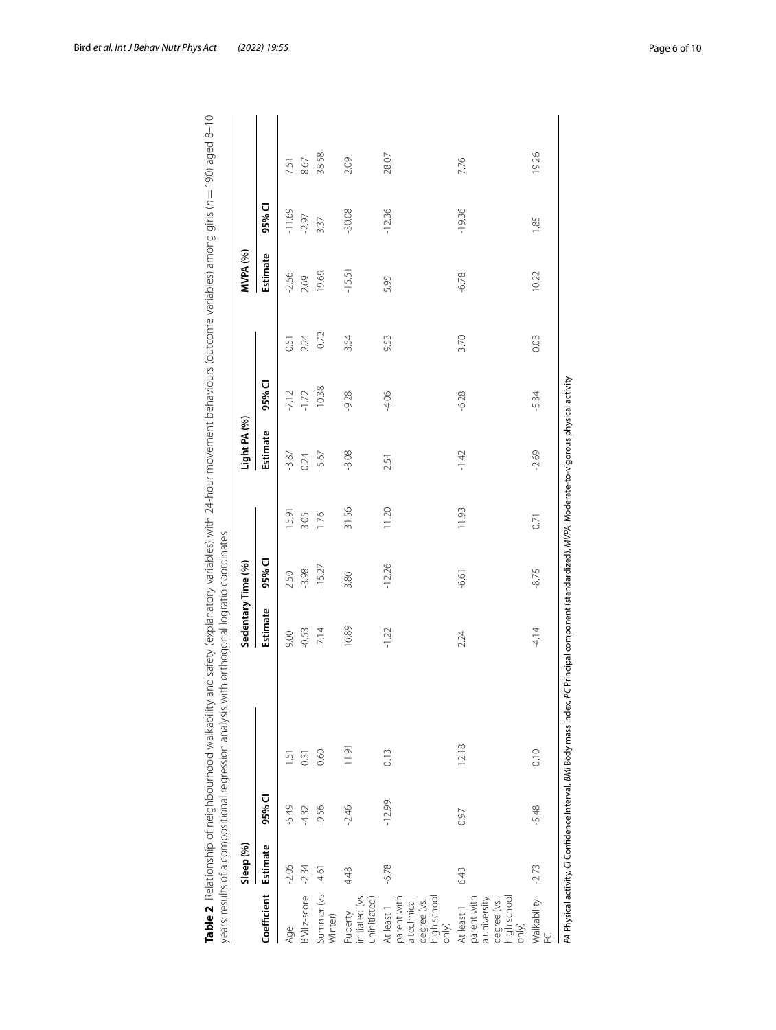**Table 2** Relationship of neighbourhood walkability and safety (explanatory variables) with 24-hour movement behaviours (outcome variables) among girls ($n = 190$) aged 8–10 years: results of a compositional regression analysis with orthogonal logratio coordinates

| | Sleep (%) | | | Sedentary Time (%) | | | Light PA (%) | | | MVPA (%) | | |
|---|---|---|---|---|---|---|---|---|---|---|---|---|
| Coefficient | Estimate | 95% CI | | Estimate | 95% CI | | Estimate | 95% CI | | Estimate | 95% CI | |
| Age | -2.05 | -5.49 | 1.51 | 9.00 | 2.50 | 15.91 | -3.87 | -7.12 | 0.51 | -2.56 | -11.69 | 7.51 |
| BMI z-score | -2.34 | -4.32 | 0.31 | -0.53 | -3.98 | 3.05 | 0.24 | -1.72 | 2.24 | 2.69 | -2.97 | 8.67 |
| Summer (vs. Winter) | -4.61 | -9.56 | 0.60 | -7.14 | -15.27 | 1.76 | -5.67 | -10.38 | -0.72 | 19.69 | 3.37 | 38.58 |
| Puberty initiated (vs. uninitiated) | 4.48 | -2.46 | 11.91 | 16.89 | 3.86 | 31.56 | -3.08 | -9.28 | 3.54 | -15.51 | -30.08 | 2.09 |
| At least 1 parent with a technical degree (vs. high school only) | -6.78 | -12.99 | 0.13 | -1.22 | -12.26 | 11.20 | 2.51 | -4.06 | 9.53 | 5.95 | -12.36 | 28.07 |
| At least 1 parent with a university degree (vs. high school only) | 6.43 | 0.97 | 12.18 | 2.24 | -6.61 | 11.93 | -1.42 | -6.28 | 3.70 | -6.78 | -19.36 | 7.76 |
| Walkability PC | -2.73 | -5.48 | 0.10 | -4.14 | -8.75 | 0.71 | -2.69 | -5.34 | 0.03 | 10.22 | 1.85 | 19.26 |

*PA* Physical activity, *CI* Confidence Interval, *BMI* Body mass index, *PC* Principal component (standardized), *MVPA*, Moderate-to-vigorous physical activity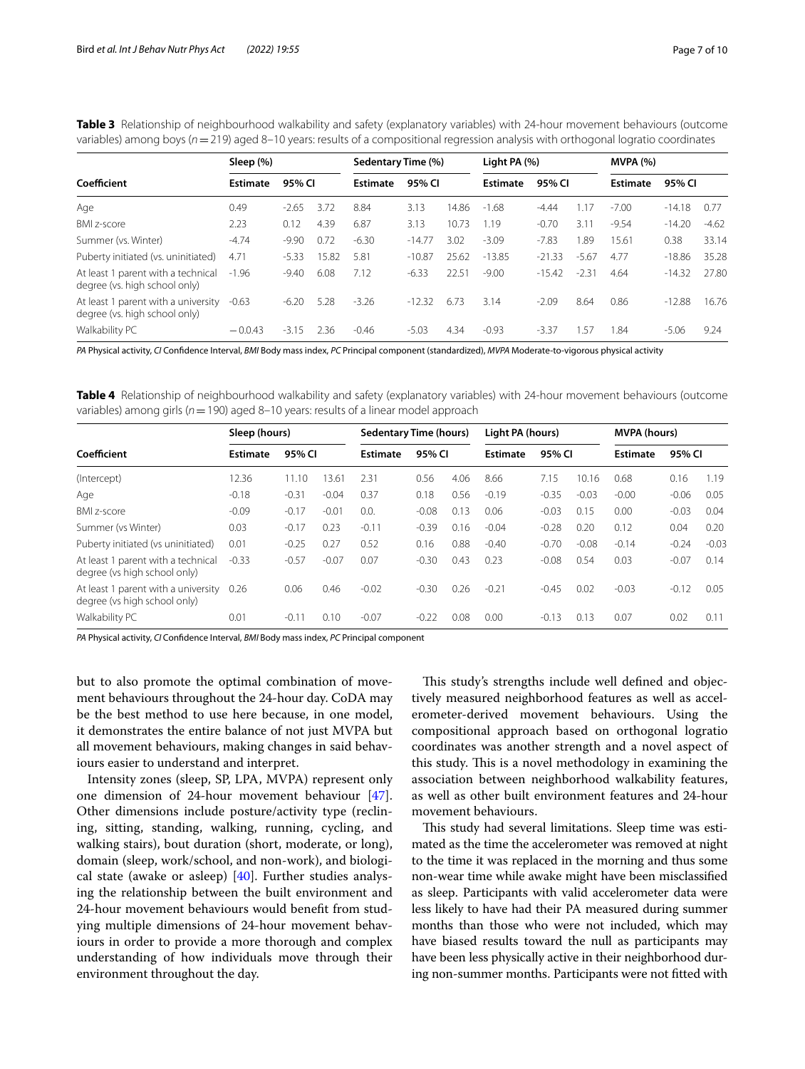**Table 3** Relationship of neighbourhood walkability and safety (explanatory variables) with 24-hour movement behaviours (outcome variables) among boys ($n = 219$) aged 8–10 years: results of a compositional regression analysis with orthogonal logratio coordinates

| Coefficient | Sleep (%) | | | Sedentary Time (%) | | | Light PA (%) | | | MVPA (%) | | |
|---|---|---|---|---|---|---|---|---|---|---|---|---|
| | Estimate | 95% CI | | Estimate | 95% CI | | Estimate | 95% CI | | Estimate | 95% CI | |
| Age | 0.49 | -2.65 | 3.72 | 8.84 | 3.13 | 14.86 | -1.68 | -4.44 | 1.17 | -7.00 | -14.18 | 0.77 |
| BMI z-score | 2.23 | 0.12 | 4.39 | 6.87 | 3.13 | 10.73 | 1.19 | -0.70 | 3.11 | -9.54 | -14.20 | -4.62 |
| Summer (vs. Winter) | -4.74 | -9.90 | 0.72 | -6.30 | -14.77 | 3.02 | -3.09 | -7.83 | 1.89 | 15.61 | 0.38 | 33.14 |
| Puberty initiated (vs. uninitiated) | 4.71 | -5.33 | 15.82 | 5.81 | -10.87 | 25.62 | -13.85 | -21.33 | -5.67 | 4.77 | -18.86 | 35.28 |
| At least 1 parent with a technical degree (vs. high school only) | -1.96 | -9.40 | 6.08 | 7.12 | -6.33 | 22.51 | -9.00 | -15.42 | -2.31 | 4.64 | -14.32 | 27.80 |
| At least 1 parent with a university degree (vs. high school only) | -0.63 | -6.20 | 5.28 | -3.26 | -12.32 | 6.73 | 3.14 | -2.09 | 8.64 | 0.86 | -12.88 | 16.76 |
| Walkability PC | − 0.0.43 | -3.15 | 2.36 | -0.46 | -5.03 | 4.34 | -0.93 | -3.37 | 1.57 | 1.84 | -5.06 | 9.24 |

*PA* Physical activity, *CI* Confidence Interval, *BMI* Body mass index, *PC* Principal component (standardized), *MVPA* Moderate-to-vigorous physical activity

**Table 4** Relationship of neighbourhood walkability and safety (explanatory variables) with 24-hour movement behaviours (outcome variables) among girls ($n = 190$) aged 8–10 years: results of a linear model approach

| Coefficient | Sleep (hours) | | | Sedentary Time (hours) | | | Light PA (hours) | | | MVPA (hours) | | |
|---|---|---|---|---|---|---|---|---|---|---|---|---|
| | Estimate | 95% CI | | Estimate | 95% CI | | Estimate | 95% CI | | Estimate | 95% CI | |
| (Intercept) | 12.36 | 11.10 | 13.61 | 2.31 | 0.56 | 4.06 | 8.66 | 7.15 | 10.16 | 0.68 | 0.16 | 1.19 |
| Age | -0.18 | -0.31 | -0.04 | 0.37 | 0.18 | 0.56 | -0.19 | -0.35 | -0.03 | -0.00 | -0.06 | 0.05 |
| BMI z-score | -0.09 | -0.17 | -0.01 | 0.0. | -0.08 | 0.13 | 0.06 | -0.03 | 0.15 | 0.00 | -0.03 | 0.04 |
| Summer (vs Winter) | 0.03 | -0.17 | 0.23 | -0.11 | -0.39 | 0.16 | -0.04 | -0.28 | 0.20 | 0.12 | 0.04 | 0.20 |
| Puberty initiated (vs uninitiated) | 0.01 | -0.25 | 0.27 | 0.52 | 0.16 | 0.88 | -0.40 | -0.70 | -0.08 | -0.14 | -0.24 | -0.03 |
| At least 1 parent with a technical degree (vs high school only) | -0.33 | -0.57 | -0.07 | 0.07 | -0.30 | 0.43 | 0.23 | -0.08 | 0.54 | 0.03 | -0.07 | 0.14 |
| At least 1 parent with a university degree (vs high school only) | 0.26 | 0.06 | 0.46 | -0.02 | -0.30 | 0.26 | -0.21 | -0.45 | 0.02 | -0.03 | -0.12 | 0.05 |
| Walkability PC | 0.01 | -0.11 | 0.10 | -0.07 | -0.22 | 0.08 | 0.00 | -0.13 | 0.13 | 0.07 | 0.02 | 0.11 |

*PA* Physical activity, *CI* Confidence Interval, *BMI* Body mass index, *PC* Principal component

but to also promote the optimal combination of movement behaviours throughout the 24-hour day. CoDA may be the best method to use here because, in one model, it demonstrates the entire balance of not just MVPA but all movement behaviours, making changes in said behaviours easier to understand and interpret.

Intensity zones (sleep, SP, LPA, MVPA) represent only one dimension of 24-hour movement behaviour [47]. Other dimensions include posture/activity type (reclining, sitting, standing, walking, running, cycling, and walking stairs), bout duration (short, moderate, or long), domain (sleep, work/school, and non-work), and biological state (awake or asleep) [40]. Further studies analysing the relationship between the built environment and 24-hour movement behaviours would benefit from studying multiple dimensions of 24-hour movement behaviours in order to provide a more thorough and complex understanding of how individuals move through their environment throughout the day.

This study's strengths include well defined and objectively measured neighborhood features as well as accelerometer-derived movement behaviours. Using the compositional approach based on orthogonal logratio coordinates was another strength and a novel aspect of this study. This is a novel methodology in examining the association between neighborhood walkability features, as well as other built environment features and 24-hour movement behaviours.

This study had several limitations. Sleep time was estimated as the time the accelerometer was removed at night to the time it was replaced in the morning and thus some non-wear time while awake might have been misclassified as sleep. Participants with valid accelerometer data were less likely to have had their PA measured during summer months than those who were not included, which may have biased results toward the null as participants may have been less physically active in their neighborhood during non-summer months. Participants were not fitted with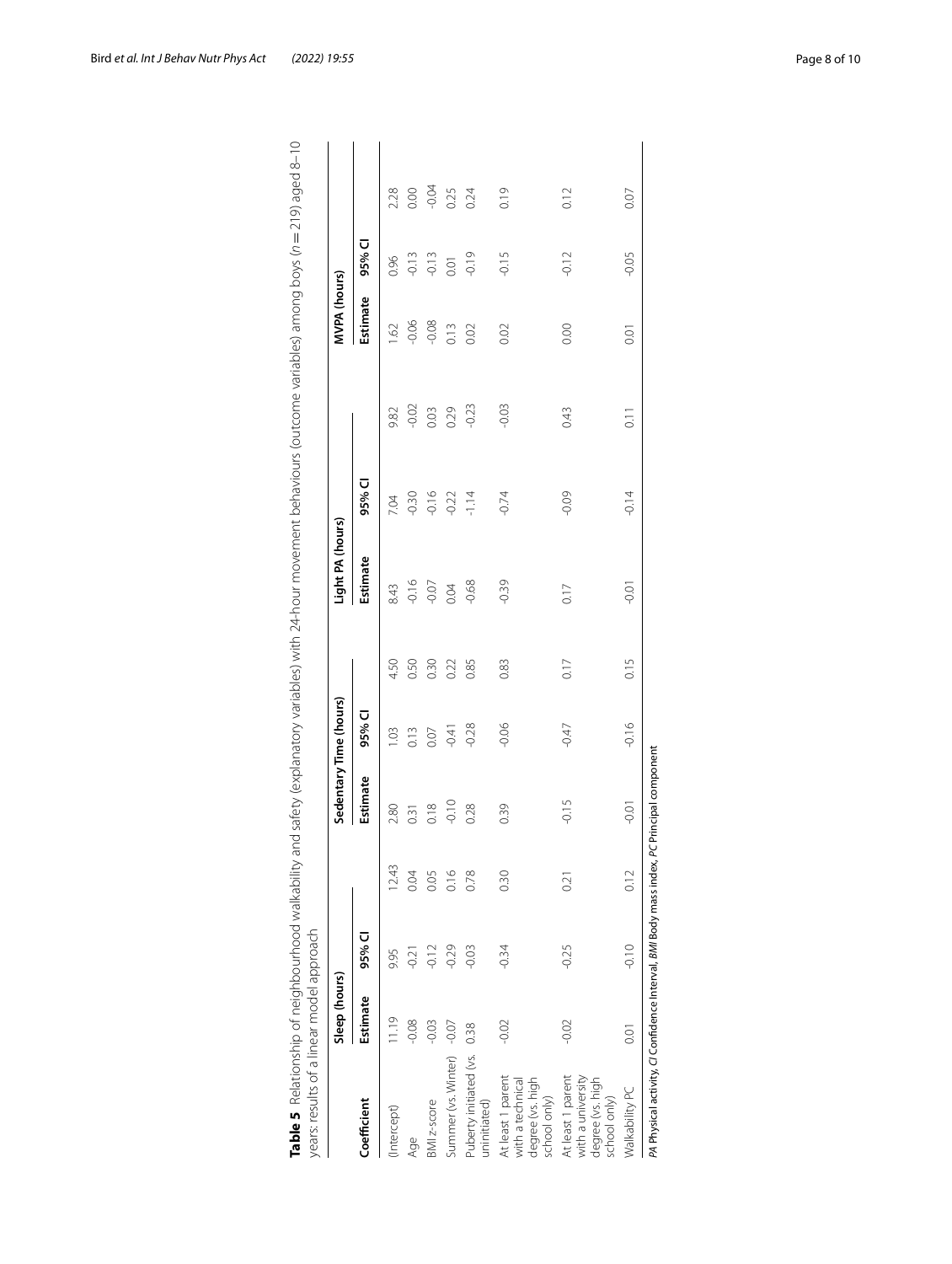**Table 5** Relationship of neighbourhood walkability and safety (explanatory variables) with 24-hour movement behaviours (outcome variables) among boys ($n = 219$) aged 8–10 years: results of a linear model approach

| Coefficient | Sleep (hours) | | | Sedentary Time (hours) | | | Light PA (hours) | | | MVPA (hours) | | |
|---|---|---|---|---|---|---|---|---|---|---|---|---|
| | Estimate | 95% CI | | Estimate | 95% CI | | Estimate | 95% CI | | Estimate | 95% CI | |
| (Intercept) | 11.19 | 9.95 | 12.43 | 2.80 | 1.03 | 4.50 | 8.43 | 7.04 | 9.82 | 1.62 | 0.96 | 2.28 |
| Age | -0.08 | -0.21 | 0.04 | 0.31 | 0.13 | 0.50 | -0.16 | -0.30 | -0.02 | -0.06 | -0.13 | 0.00 |
| BMI z-score | -0.03 | -0.12 | 0.05 | 0.18 | 0.07 | 0.30 | -0.07 | -0.16 | 0.03 | -0.08 | -0.13 | -0.04 |
| Summer (vs. Winter) | -0.07 | -0.29 | 0.16 | -0.10 | -0.41 | 0.22 | 0.04 | -0.22 | 0.29 | 0.13 | 0.01 | 0.25 |
| Puberty initiated (vs. uninitiated) | 0.38 | -0.03 | 0.78 | 0.28 | -0.28 | 0.85 | -0.68 | -1.14 | -0.23 | 0.02 | -0.19 | 0.24 |
| At least 1 parent with a technical degree (vs. high school only) | -0.02 | -0.34 | 0.30 | 0.39 | -0.06 | 0.83 | -0.39 | -0.74 | -0.03 | 0.02 | -0.15 | 0.19 |
| At least 1 parent with a university degree (vs. high school only) | -0.02 | -0.25 | 0.21 | -0.15 | -0.47 | 0.17 | 0.17 | -0.09 | 0.43 | 0.00 | -0.12 | 0.12 |
| Walkability PC | 0.01 | -0.10 | 0.12 | -0.01 | -0.16 | 0.15 | -0.01 | -0.14 | 0.11 | 0.01 | -0.05 | 0.07 |

*PA* Physical activity, *CI* Confidence Interval, *BMI* Body mass index, *PC* Principal component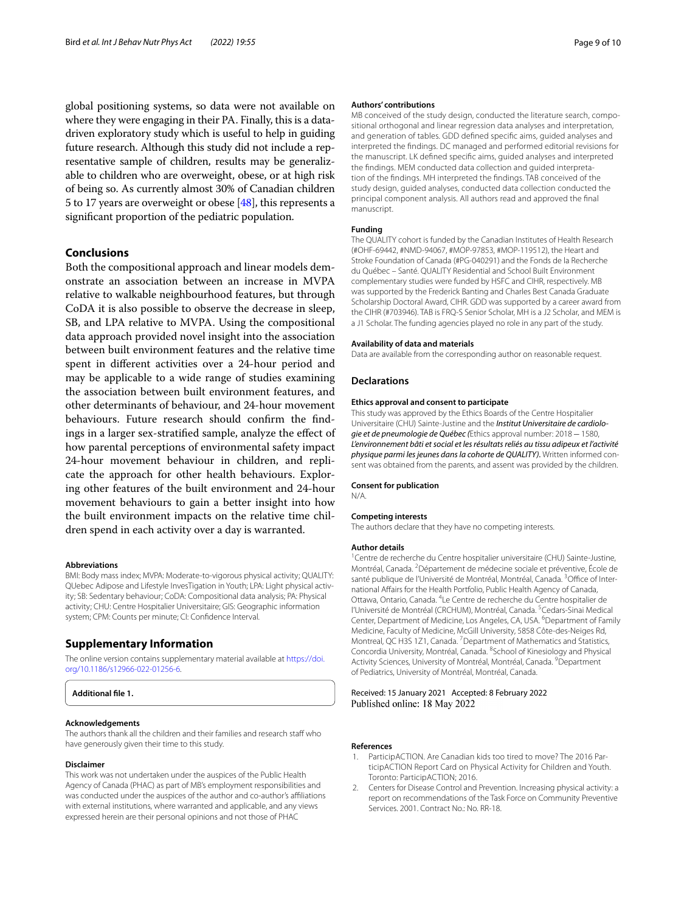global positioning systems, so data were not available on where they were engaging in their PA. Finally, this is a data-driven exploratory study which is useful to help in guiding future research. Although this study did not include a representative sample of children, results may be generalizable to children who are overweight, obese, or at high risk of being so. As currently almost 30% of Canadian children 5 to 17 years are overweight or obese [48], this represents a significant proportion of the pediatric population.

## Conclusions

Both the compositional approach and linear models demonstrate an association between an increase in MVPA relative to walkable neighbourhood features, but through CoDA it is also possible to observe the decrease in sleep, SB, and LPA relative to MVPA. Using the compositional data approach provided novel insight into the association between built environment features and the relative time spent in different activities over a 24-hour period and may be applicable to a wide range of studies examining the association between built environment features, and other determinants of behaviour, and 24-hour movement behaviours. Future research should confirm the findings in a larger sex-stratified sample, analyze the effect of how parental perceptions of environmental safety impact 24-hour movement behaviour in children, and replicate the approach for other health behaviours. Exploring other features of the built environment and 24-hour movement behaviours to gain a better insight into how the built environment impacts on the relative time children spend in each activity over a day is warranted.

#### Abbreviations

BMI: Body mass index; MVPA: Moderate-to-vigorous physical activity; QUALITY: QUebec Adipose and Lifestyle InvesTigation in Youth; LPA: Light physical activity; SB: Sedentary behaviour; CoDA: Compositional data analysis; PA: Physical activity; CHU: Centre Hospitalier Universitaire; GIS: Geographic information system; CPM: Counts per minute; CI: Confidence Interval.

## Supplementary Information

The online version contains supplementary material available at https://doi.org/10.1186/s12966-022-01256-6.

**Additional file 1.**

#### Acknowledgements

The authors thank all the children and their families and research staff who have generously given their time to this study.

#### Disclaimer

This work was not undertaken under the auspices of the Public Health Agency of Canada (PHAC) as part of MB's employment responsibilities and was conducted under the auspices of the author and co-author's affiliations with external institutions, where warranted and applicable, and any views expressed herein are their personal opinions and not those of PHAC

#### Authors' contributions

MB conceived of the study design, conducted the literature search, compositional orthogonal and linear regression data analyses and interpretation, and generation of tables. GDD defined specific aims, guided analyses and interpreted the findings. DC managed and performed editorial revisions for the manuscript. LK defined specific aims, guided analyses and interpreted the findings. MEM conducted data collection and guided interpretation of the findings. MH interpreted the findings. TAB conceived of the study design, guided analyses, conducted data collection conducted the principal component analysis. All authors read and approved the final manuscript.

#### Funding

The QUALITY cohort is funded by the Canadian Institutes of Health Research (#OHF-69442, #NMD-94067, #MOP-97853, #MOP-119512), the Heart and Stroke Foundation of Canada (#PG-040291) and the Fonds de la Recherche du Québec – Santé. QUALITY Residential and School Built Environment complementary studies were funded by HSFC and CIHR, respectively. MB was supported by the Frederick Banting and Charles Best Canada Graduate Scholarship Doctoral Award, CIHR. GDD was supported by a career award from the CIHR (#703946). TAB is FRQ-S Senior Scholar, MH is a J2 Scholar, and MEM is a J1 Scholar. The funding agencies played no role in any part of the study.

#### Availability of data and materials

Data are available from the corresponding author on reasonable request.

## Declarations

#### Ethics approval and consent to participate

This study was approved by the Ethics Boards of the Centre Hospitalier Universitaire (CHU) Sainte-Justine and the ***Institut Universitaire de cardiologie et de pneumologie de Québec (***Ethics approval number: 2018 – 1580, ***L'environnement bâti et social et les résultats reliés au tissu adipeux et l'activité physique parmi les jeunes dans la cohorte de QUALITY).*** Written informed consent was obtained from the parents, and assent was provided by the children.

#### Consent for publication

N/A.

#### Competing interests

The authors declare that they have no competing interests.

#### Author details

[1]Centre de recherche du Centre hospitalier universitaire (CHU) Sainte-Justine, Montréal, Canada. [2]Département de médecine sociale et préventive, École de santé publique de l'Université de Montréal, Montréal, Canada. [3]Office of International Affairs for the Health Portfolio, Public Health Agency of Canada, Ottawa, Ontario, Canada. [4]Le Centre de recherche du Centre hospitalier de l'Université de Montréal (CRCHUM), Montréal, Canada. [5]Cedars-Sinai Medical Center, Department of Medicine, Los Angeles, CA, USA. [6]Department of Family Medicine, Faculty of Medicine, McGill University, 5858 Côte-des-Neiges Rd, Montreal, QC H3S 1Z1, Canada. [7]Department of Mathematics and Statistics, Concordia University, Montréal, Canada. [8]School of Kinesiology and Physical Activity Sciences, University of Montréal, Montréal, Canada. [9]Department of Pediatrics, University of Montréal, Montréal, Canada.

Received: 15 January 2021 Accepted: 8 February 2022
Published online: 18 May 2022

#### References

1. ParticipACTION. Are Canadian kids too tired to move? The 2016 ParticipACTION Report Card on Physical Activity for Children and Youth. Toronto: ParticipACTION; 2016.
2. Centers for Disease Control and Prevention. Increasing physical activity: a report on recommendations of the Task Force on Community Preventive Services. 2001. Contract No.: No. RR-18.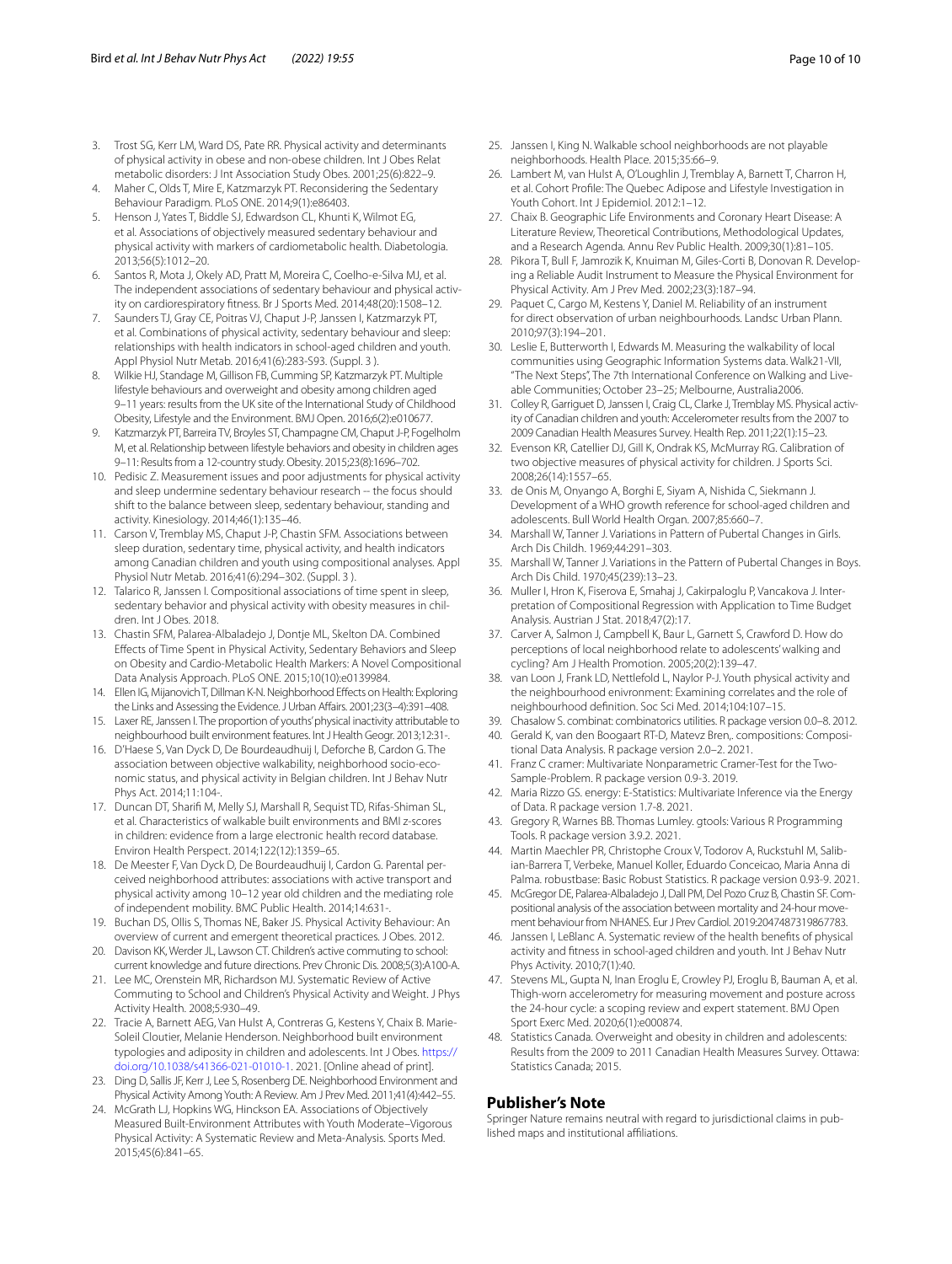3. Trost SG, Kerr LM, Ward DS, Pate RR. Physical activity and determinants of physical activity in obese and non-obese children. Int J Obes Relat metabolic disorders: J Int Association Study Obes. 2001;25(6):822–9.
4. Maher C, Olds T, Mire E, Katzmarzyk PT. Reconsidering the Sedentary Behaviour Paradigm. PLoS ONE. 2014;9(1):e86403.
5. Henson J, Yates T, Biddle SJ, Edwardson CL, Khunti K, Wilmot EG, et al. Associations of objectively measured sedentary behaviour and physical activity with markers of cardiometabolic health. Diabetologia. 2013;56(5):1012–20.
6. Santos R, Mota J, Okely AD, Pratt M, Moreira C, Coelho-e-Silva MJ, et al. The independent associations of sedentary behaviour and physical activity on cardiorespiratory fitness. Br J Sports Med. 2014;48(20):1508–12.
7. Saunders TJ, Gray CE, Poitras VJ, Chaput J-P, Janssen I, Katzmarzyk PT, et al. Combinations of physical activity, sedentary behaviour and sleep: relationships with health indicators in school-aged children and youth. Appl Physiol Nutr Metab. 2016;41(6):283-S93. (Suppl. 3 ).
8. Wilkie HJ, Standage M, Gillison FB, Cumming SP, Katzmarzyk PT. Multiple lifestyle behaviours and overweight and obesity among children aged 9–11 years: results from the UK site of the International Study of Childhood Obesity, Lifestyle and the Environment. BMJ Open. 2016;6(2):e010677.
9. Katzmarzyk PT, Barreira TV, Broyles ST, Champagne CM, Chaput J-P, Fogelholm M, et al. Relationship between lifestyle behaviors and obesity in children ages 9–11: Results from a 12-country study. Obesity. 2015;23(8):1696–702.
10. Pedisic Z. Measurement issues and poor adjustments for physical activity and sleep undermine sedentary behaviour research -- the focus should shift to the balance between sleep, sedentary behaviour, standing and activity. Kinesiology. 2014;46(1):135–46.
11. Carson V, Tremblay MS, Chaput J-P, Chastin SFM. Associations between sleep duration, sedentary time, physical activity, and health indicators among Canadian children and youth using compositional analyses. Appl Physiol Nutr Metab. 2016;41(6):294–302. (Suppl. 3 ).
12. Talarico R, Janssen I. Compositional associations of time spent in sleep, sedentary behavior and physical activity with obesity measures in children. Int J Obes. 2018.
13. Chastin SFM, Palarea-Albaladejo J, Dontje ML, Skelton DA. Combined Effects of Time Spent in Physical Activity, Sedentary Behaviors and Sleep on Obesity and Cardio-Metabolic Health Markers: A Novel Compositional Data Analysis Approach. PLoS ONE. 2015;10(10):e0139984.
14. Ellen IG, Mijanovich T, Dillman K-N. Neighborhood Effects on Health: Exploring the Links and Assessing the Evidence. J Urban Affairs. 2001;23(3–4):391–408.
15. Laxer RE, Janssen I. The proportion of youths' physical inactivity attributable to neighbourhood built environment features. Int J Health Geogr. 2013;12:31-.
16. D'Haese S, Van Dyck D, De Bourdeaudhuij I, Deforche B, Cardon G. The association between objective walkability, neighborhood socio-economic status, and physical activity in Belgian children. Int J Behav Nutr Phys Act. 2014;11:104-.
17. Duncan DT, Sharifi M, Melly SJ, Marshall R, Sequist TD, Rifas-Shiman SL, et al. Characteristics of walkable built environments and BMI z-scores in children: evidence from a large electronic health record database. Environ Health Perspect. 2014;122(12):1359–65.
18. De Meester F, Van Dyck D, De Bourdeaudhuij I, Cardon G. Parental perceived neighborhood attributes: associations with active transport and physical activity among 10–12 year old children and the mediating role of independent mobility. BMC Public Health. 2014;14:631-.
19. Buchan DS, Ollis S, Thomas NE, Baker JS. Physical Activity Behaviour: An overview of current and emergent theoretical practices. J Obes. 2012.
20. Davison KK, Werder JL, Lawson CT. Children's active commuting to school: current knowledge and future directions. Prev Chronic Dis. 2008;5(3):A100-A.
21. Lee MC, Orenstein MR, Richardson MJ. Systematic Review of Active Commuting to School and Children's Physical Activity and Weight. J Phys Activity Health. 2008;5:930–49.
22. Tracie A, Barnett AEG, Van Hulst A, Contreras G, Kestens Y, Chaix B. Marie-Soleil Cloutier, Melanie Henderson. Neighborhood built environment typologies and adiposity in children and adolescents. Int J Obes. https://doi.org/10.1038/s41366-021-01010-1. 2021. [Online ahead of print].
23. Ding D, Sallis JF, Kerr J, Lee S, Rosenberg DE. Neighborhood Environment and Physical Activity Among Youth: A Review. Am J Prev Med. 2011;41(4):442–55.
24. McGrath LJ, Hopkins WG, Hinckson EA. Associations of Objectively Measured Built-Environment Attributes with Youth Moderate–Vigorous Physical Activity: A Systematic Review and Meta-Analysis. Sports Med. 2015;45(6):841–65.
25. Janssen I, King N. Walkable school neighborhoods are not playable neighborhoods. Health Place. 2015;35:66–9.
26. Lambert M, van Hulst A, O'Loughlin J, Tremblay A, Barnett T, Charron H, et al. Cohort Profile: The Quebec Adipose and Lifestyle Investigation in Youth Cohort. Int J Epidemiol. 2012:1–12.
27. Chaix B. Geographic Life Environments and Coronary Heart Disease: A Literature Review, Theoretical Contributions, Methodological Updates, and a Research Agenda. Annu Rev Public Health. 2009;30(1):81–105.
28. Pikora T, Bull F, Jamrozik K, Knuiman M, Giles-Corti B, Donovan R. Developing a Reliable Audit Instrument to Measure the Physical Environment for Physical Activity. Am J Prev Med. 2002;23(3):187–94.
29. Paquet C, Cargo M, Kestens Y, Daniel M. Reliability of an instrument for direct observation of urban neighbourhoods. Landsc Urban Plann. 2010;97(3):194–201.
30. Leslie E, Butterworth I, Edwards M. Measuring the walkability of local communities using Geographic Information Systems data. Walk21-VII, "The Next Steps", The 7th International Conference on Walking and Liveable Communities; October 23–25; Melbourne, Australia2006.
31. Colley R, Garriguet D, Janssen I, Craig CL, Clarke J, Tremblay MS. Physical activity of Canadian children and youth: Accelerometer results from the 2007 to 2009 Canadian Health Measures Survey. Health Rep. 2011;22(1):15–23.
32. Evenson KR, Catellier DJ, Gill K, Ondrak KS, McMurray RG. Calibration of two objective measures of physical activity for children. J Sports Sci. 2008;26(14):1557–65.
33. de Onis M, Onyango A, Borghi E, Siyam A, Nishida C, Siekmann J. Development of a WHO growth reference for school-aged children and adolescents. Bull World Health Organ. 2007;85:660–7.
34. Marshall W, Tanner J. Variations in Pattern of Pubertal Changes in Girls. Arch Dis Childh. 1969;44:291–303.
35. Marshall W, Tanner J. Variations in the Pattern of Pubertal Changes in Boys. Arch Dis Child. 1970;45(239):13–23.
36. Muller I, Hron K, Fiserova E, Smahaj J, Cakirpaloglu P, Vancakova J. Interpretation of Compositional Regression with Application to Time Budget Analysis. Austrian J Stat. 2018;47(2):17.
37. Carver A, Salmon J, Campbell K, Baur L, Garnett S, Crawford D. How do perceptions of local neighborhood relate to adolescents' walking and cycling? Am J Health Promotion. 2005;20(2):139–47.
38. van Loon J, Frank LD, Nettlefold L, Naylor P-J. Youth physical activity and the neighbourhood enivronment: Examining correlates and the role of neighbourhood definition. Soc Sci Med. 2014;104:107–15.
39. Chasalow S. combinat: combinatorics utilities. R package version 0.0–8. 2012.
40. Gerald K, van den Boogaart RT-D, Matevz Bren,. compositions: Compositional Data Analysis. R package version 2.0–2. 2021.
41. Franz C cramer: Multivariate Nonparametric Cramer-Test for the Two-Sample-Problem. R package version 0.9-3. 2019.
42. Maria Rizzo GS. energy: E-Statistics: Multivariate Inference via the Energy of Data. R package version 1.7-8. 2021.
43. Gregory R, Warnes BB. Thomas Lumley. gtools: Various R Programming Tools. R package version 3.9.2. 2021.
44. Martin Maechler PR, Christophe Croux V, Todorov A, Ruckstuhl M, Salibian-Barrera T, Verbeke, Manuel Koller, Eduardo Conceicao, Maria Anna di Palma. robustbase: Basic Robust Statistics. R package version 0.93-9. 2021.
45. McGregor DE, Palarea-Albaladejo J, Dall PM, Del Pozo Cruz B, Chastin SF. Compositional analysis of the association between mortality and 24-hour movement behaviour from NHANES. Eur J Prev Cardiol. 2019:2047487319867783.
46. Janssen I, LeBlanc A. Systematic review of the health benefits of physical activity and fitness in school-aged children and youth. Int J Behav Nutr Phys Activity. 2010;7(1):40.
47. Stevens ML, Gupta N, Inan Eroglu E, Crowley PJ, Eroglu B, Bauman A, et al. Thigh-worn accelerometry for measuring movement and posture across the 24-hour cycle: a scoping review and expert statement. BMJ Open Sport Exerc Med. 2020;6(1):e000874.
48. Statistics Canada. Overweight and obesity in children and adolescents: Results from the 2009 to 2011 Canadian Health Measures Survey. Ottawa: Statistics Canada; 2015.

## Publisher's Note

Springer Nature remains neutral with regard to jurisdictional claims in published maps and institutional affiliations.